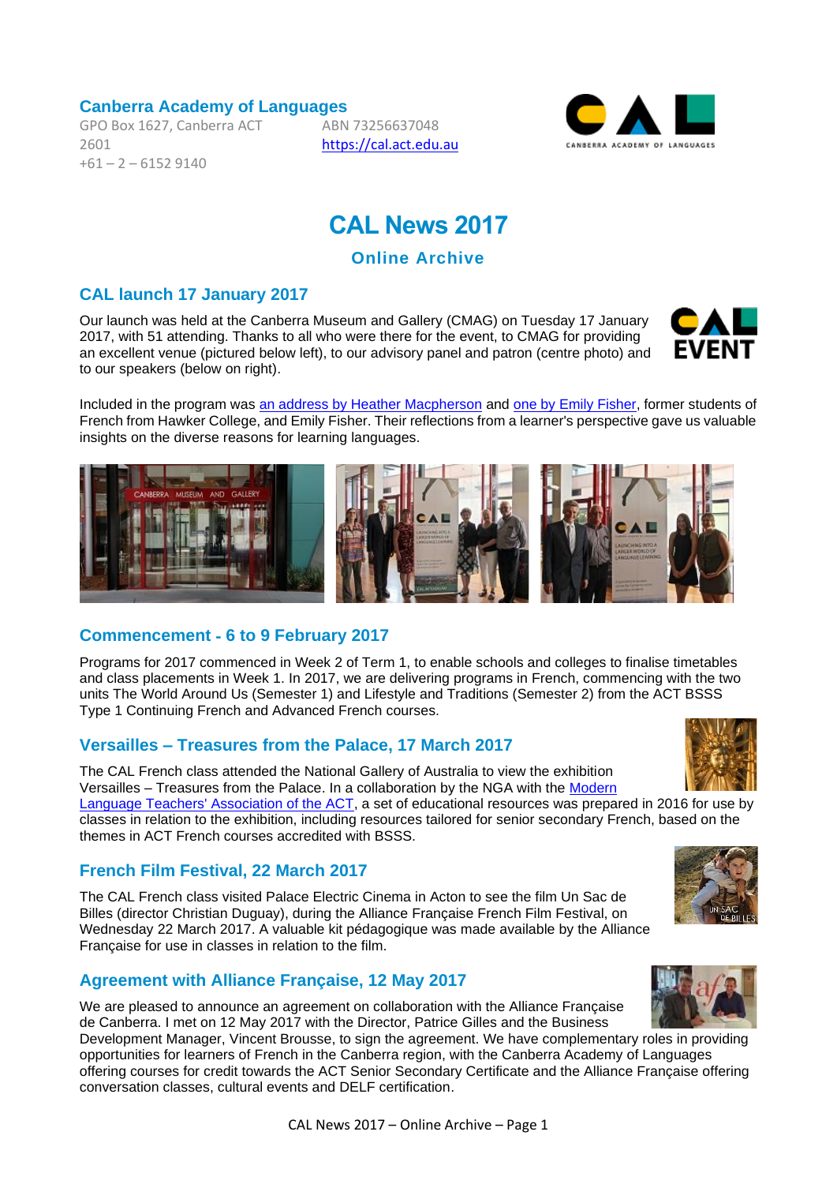**Canberra Academy of Languages**

GPO Box 1627, Canberra ACT 2601
+61 – 2 – 6152 9140

ABN 73256637048
https://cal.act.edu.au

# CAL News 2017

## Online Archive

### CAL launch 17 January 2017

Our launch was held at the Canberra Museum and Gallery (CMAG) on Tuesday 17 January 2017, with 51 attending. Thanks to all who were there for the event, to CMAG for providing an excellent venue (pictured below left), to our advisory panel and patron (centre photo) and to our speakers (below on right).

Included in the program was an address by Heather Macpherson and one by Emily Fisher, former students of French from Hawker College, and Emily Fisher. Their reflections from a learner's perspective gave us valuable insights on the diverse reasons for learning languages.

### Commencement - 6 to 9 February 2017

Programs for 2017 commenced in Week 2 of Term 1, to enable schools and colleges to finalise timetables and class placements in Week 1. In 2017, we are delivering programs in French, commencing with the two units The World Around Us (Semester 1) and Lifestyle and Traditions (Semester 2) from the ACT BSSS Type 1 Continuing French and Advanced French courses.

### Versailles – Treasures from the Palace, 17 March 2017

The CAL French class attended the National Gallery of Australia to view the exhibition Versailles – Treasures from the Palace. In a collaboration by the NGA with the Modern Language Teachers' Association of the ACT, a set of educational resources was prepared in 2016 for use by classes in relation to the exhibition, including resources tailored for senior secondary French, based on the themes in ACT French courses accredited with BSSS.

### French Film Festival, 22 March 2017

The CAL French class visited Palace Electric Cinema in Acton to see the film Un Sac de Billes (director Christian Duguay), during the Alliance Française French Film Festival, on Wednesday 22 March 2017. A valuable kit pédagogique was made available by the Alliance Française for use in classes in relation to the film.

### Agreement with Alliance Française, 12 May 2017

We are pleased to announce an agreement on collaboration with the Alliance Française de Canberra. I met on 12 May 2017 with the Director, Patrice Gilles and the Business Development Manager, Vincent Brousse, to sign the agreement. We have complementary roles in providing opportunities for learners of French in the Canberra region, with the Canberra Academy of Languages offering courses for credit towards the ACT Senior Secondary Certificate and the Alliance Française offering conversation classes, cultural events and DELF certification.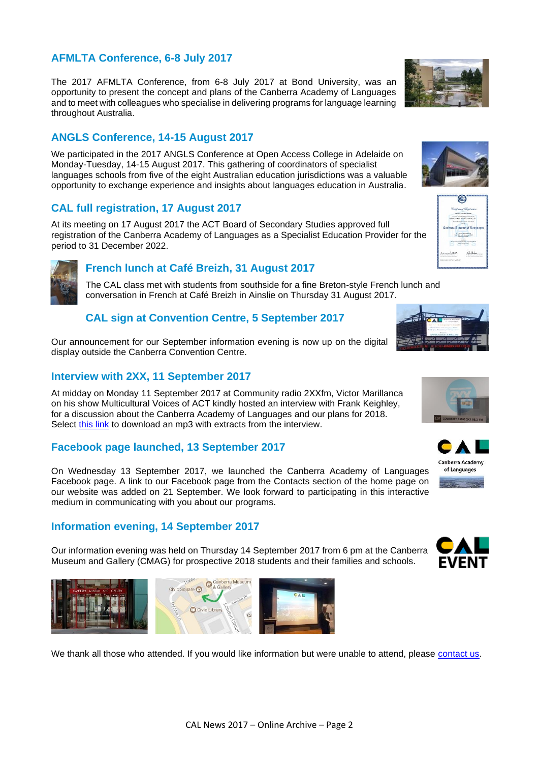## AFMLTA Conference, 6-8 July 2017

The 2017 AFMLTA Conference, from 6-8 July 2017 at Bond University, was an opportunity to present the concept and plans of the Canberra Academy of Languages and to meet with colleagues who specialise in delivering programs for language learning throughout Australia.

## ANGLS Conference, 14-15 August 2017

We participated in the 2017 ANGLS Conference at Open Access College in Adelaide on Monday-Tuesday, 14-15 August 2017. This gathering of coordinators of specialist languages schools from five of the eight Australian education jurisdictions was a valuable opportunity to exchange experience and insights about languages education in Australia.

## CAL full registration, 17 August 2017

At its meeting on 17 August 2017 the ACT Board of Secondary Studies approved full registration of the Canberra Academy of Languages as a Specialist Education Provider for the period to 31 December 2022.

## French lunch at Café Breizh, 31 August 2017

The CAL class met with students from southside for a fine Breton-style French lunch and conversation in French at Café Breizh in Ainslie on Thursday 31 August 2017.

## CAL sign at Convention Centre, 5 September 2017

Our announcement for our September information evening is now up on the digital display outside the Canberra Convention Centre.

## Interview with 2XX, 11 September 2017

At midday on Monday 11 September 2017 at Community radio 2XXfm, Victor Marillanca on his show Multicultural Voices of ACT kindly hosted an interview with Frank Keighley, for a discussion about the Canberra Academy of Languages and our plans for 2018. Select this link to download an mp3 with extracts from the interview.

## Facebook page launched, 13 September 2017

On Wednesday 13 September 2017, we launched the Canberra Academy of Languages Facebook page. A link to our Facebook page from the Contacts section of the home page on our website was added on 21 September. We look forward to participating in this interactive medium in communicating with you about our programs.

## Information evening, 14 September 2017

Our information evening was held on Thursday 14 September 2017 from 6 pm at the Canberra Museum and Gallery (CMAG) for prospective 2018 students and their families and schools.

We thank all those who attended. If you would like information but were unable to attend, please contact us.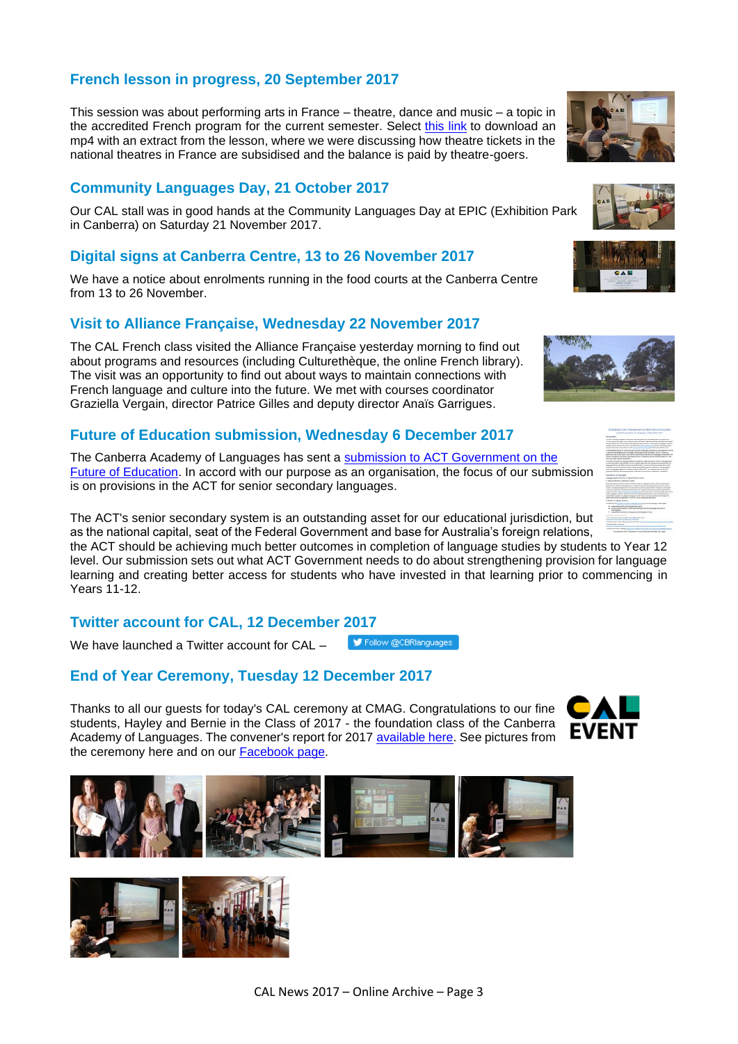## French lesson in progress, 20 September 2017

This session was about performing arts in France – theatre, dance and music – a topic in the accredited French program for the current semester. Select this link to download an mp4 with an extract from the lesson, where we were discussing how theatre tickets in the national theatres in France are subsidised and the balance is paid by theatre-goers.

## Community Languages Day, 21 October 2017

Our CAL stall was in good hands at the Community Languages Day at EPIC (Exhibition Park in Canberra) on Saturday 21 November 2017.

## Digital signs at Canberra Centre, 13 to 26 November 2017

We have a notice about enrolments running in the food courts at the Canberra Centre from 13 to 26 November.

## Visit to Alliance Française, Wednesday 22 November 2017

The CAL French class visited the Alliance Française yesterday morning to find out about programs and resources (including Culturethèque, the online French library). The visit was an opportunity to find out about ways to maintain connections with French language and culture into the future. We met with courses coordinator Graziella Vergain, director Patrice Gilles and deputy director Anaïs Garrigues.

## Future of Education submission, Wednesday 6 December 2017

The Canberra Academy of Languages has sent a submission to ACT Government on the Future of Education. In accord with our purpose as an organisation, the focus of our submission is on provisions in the ACT for senior secondary languages.

The ACT's senior secondary system is an outstanding asset for our educational jurisdiction, but as the national capital, seat of the Federal Government and base for Australia's foreign relations, the ACT should be achieving much better outcomes in completion of language studies by students to Year 12 level. Our submission sets out what ACT Government needs to do about strengthening provision for language learning and creating better access for students who have invested in that learning prior to commencing in Years 11-12.

## Twitter account for CAL, 12 December 2017

We have launched a Twitter account for CAL – Follow @CBRlanguages

## End of Year Ceremony, Tuesday 12 December 2017

Thanks to all our guests for today's CAL ceremony at CMAG. Congratulations to our fine students, Hayley and Bernie in the Class of 2017 - the foundation class of the Canberra Academy of Languages. The convener's report for 2017 available here. See pictures from the ceremony here and on our Facebook page.